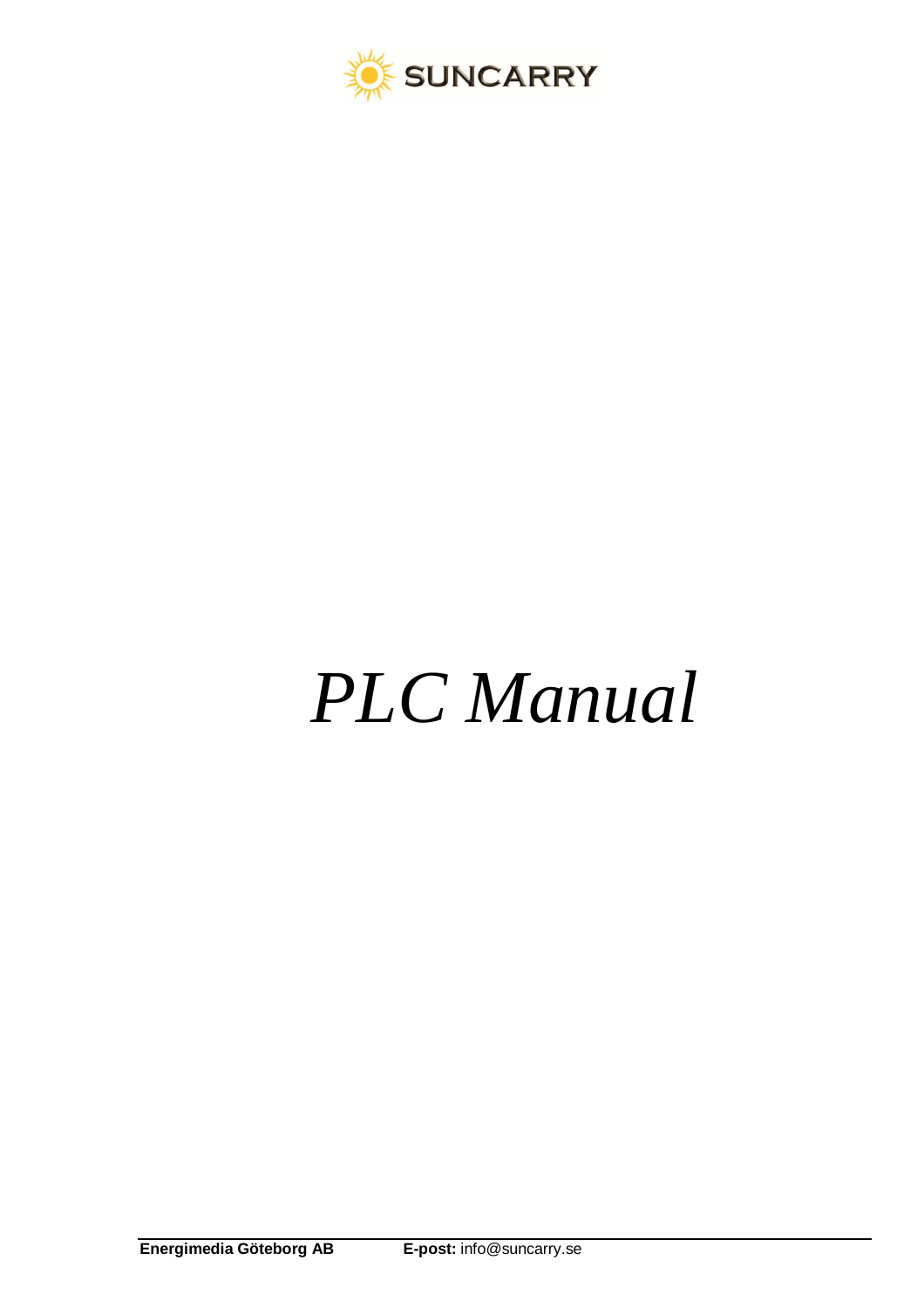SUNCARRY

# *PLC Manual*

**Energimedia Göteborg AB** **E-post:** info@suncarry.se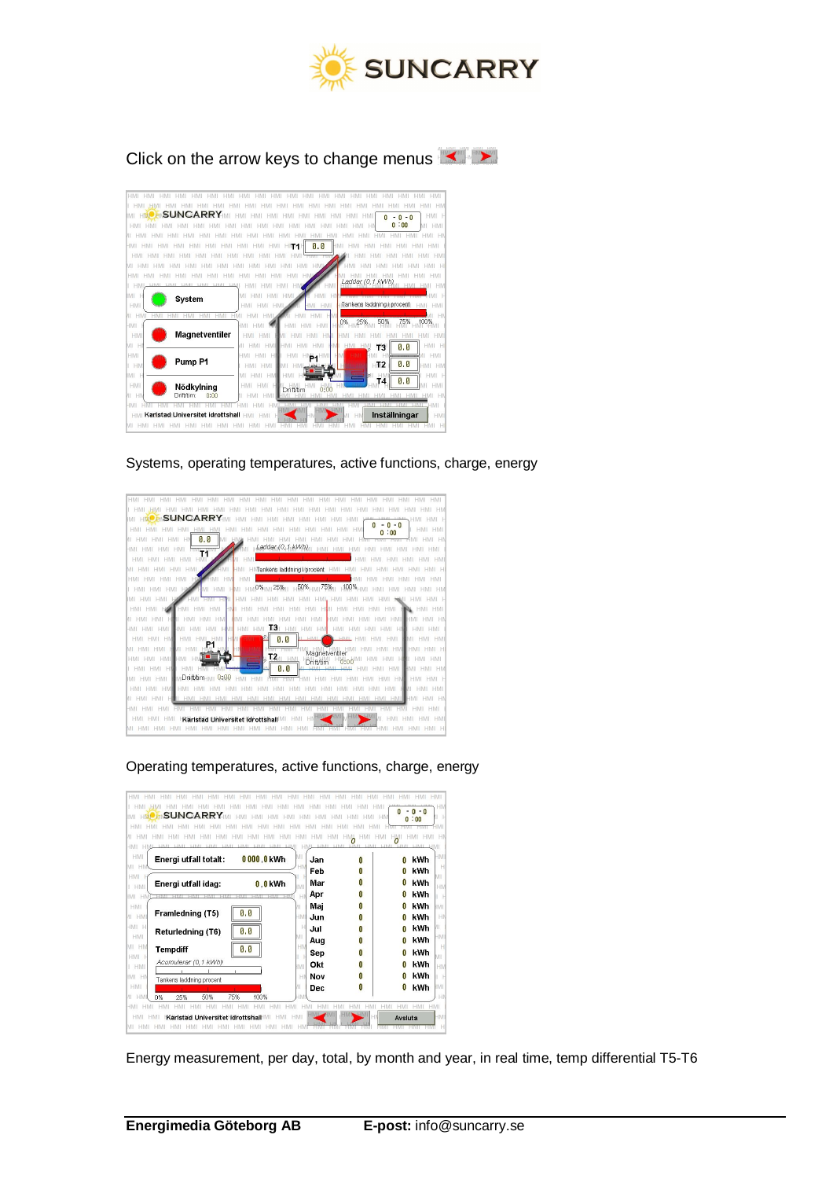Click on the arrow keys to change menus

Systems, operating temperatures, active functions, charge, energy

Operating temperatures, active functions, charge, energy

Energy measurement, per day, total, by month and year, in real time, temp differential T5-T6

**Energimedia Göteborg AB** **E-post:** info@suncarry.se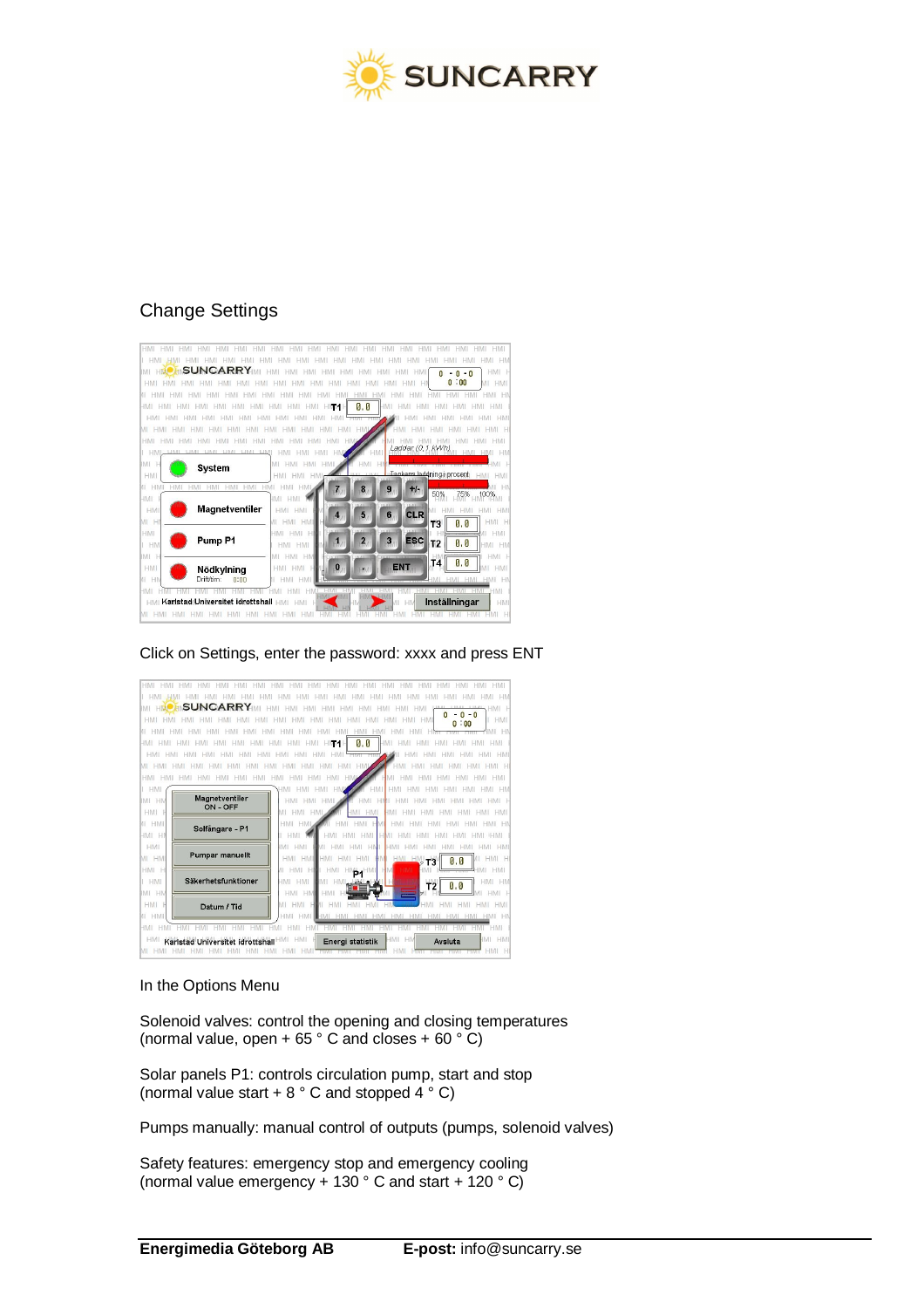## Change Settings

Click on Settings, enter the password: xxxx and press ENT

In the Options Menu

Solenoid valves: control the opening and closing temperatures
(normal value, open + 65 ° C and closes + 60 ° C)

Solar panels P1: controls circulation pump, start and stop
(normal value start + 8 ° C and stopped 4 ° C)

Pumps manually: manual control of outputs (pumps, solenoid valves)

Safety features: emergency stop and emergency cooling
(normal value emergency + 130 ° C and start + 120 ° C)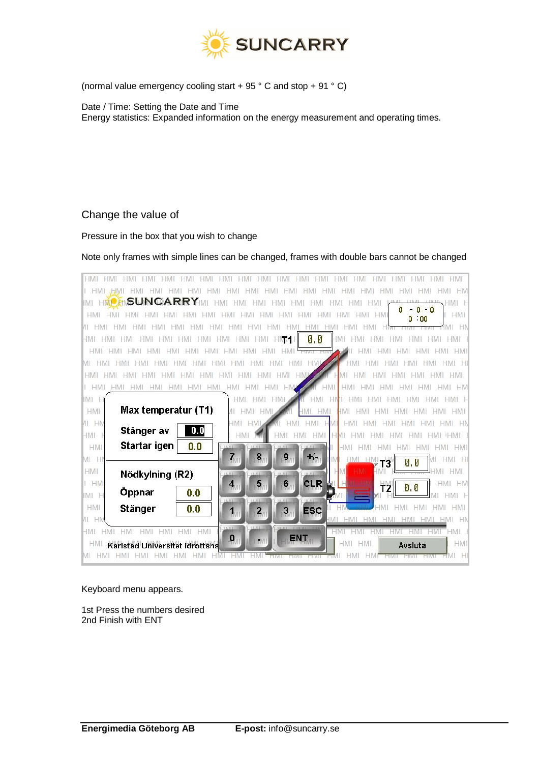(normal value emergency cooling start + 95 ° C and stop + 91 ° C)

Date / Time: Setting the Date and Time
Energy statistics: Expanded information on the energy measurement and operating times.

## Change the value of

Pressure in the box that you wish to change

Note only frames with simple lines can be changed, frames with double bars cannot be changed

Keyboard menu appears.

1st Press the numbers desired
2nd Finish with ENT